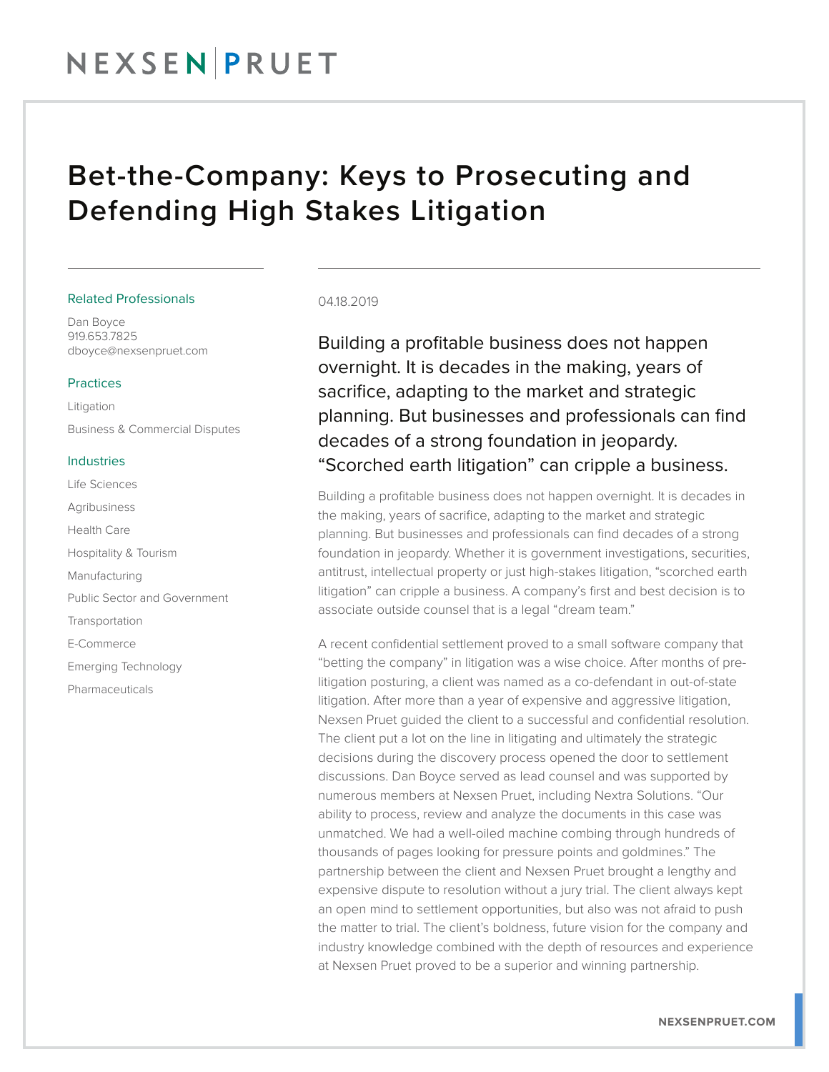# Bet-the-Company: Keys to Prosecuting and Defending High Stakes Litigation

### Related Professionals

Dan Boyce
919.653.7825
dboyce@nexsenpruet.com

### Practices

Litigation

Business & Commercial Disputes

### Industries

Life Sciences

Agribusiness

Health Care

Hospitality & Tourism

Manufacturing

Public Sector and Government

Transportation

E-Commerce

Emerging Technology

Pharmaceuticals

04.18.2019

Building a profitable business does not happen overnight. It is decades in the making, years of sacrifice, adapting to the market and strategic planning. But businesses and professionals can find decades of a strong foundation in jeopardy. "Scorched earth litigation" can cripple a business.

Building a profitable business does not happen overnight. It is decades in the making, years of sacrifice, adapting to the market and strategic planning. But businesses and professionals can find decades of a strong foundation in jeopardy. Whether it is government investigations, securities, antitrust, intellectual property or just high-stakes litigation, "scorched earth litigation" can cripple a business. A company's first and best decision is to associate outside counsel that is a legal "dream team."

A recent confidential settlement proved to a small software company that "betting the company" in litigation was a wise choice. After months of pre-litigation posturing, a client was named as a co-defendant in out-of-state litigation. After more than a year of expensive and aggressive litigation, Nexsen Pruet guided the client to a successful and confidential resolution. The client put a lot on the line in litigating and ultimately the strategic decisions during the discovery process opened the door to settlement discussions. Dan Boyce served as lead counsel and was supported by numerous members at Nexsen Pruet, including Nextra Solutions. "Our ability to process, review and analyze the documents in this case was unmatched. We had a well-oiled machine combing through hundreds of thousands of pages looking for pressure points and goldmines." The partnership between the client and Nexsen Pruet brought a lengthy and expensive dispute to resolution without a jury trial. The client always kept an open mind to settlement opportunities, but also was not afraid to push the matter to trial. The client's boldness, future vision for the company and industry knowledge combined with the depth of resources and experience at Nexsen Pruet proved to be a superior and winning partnership.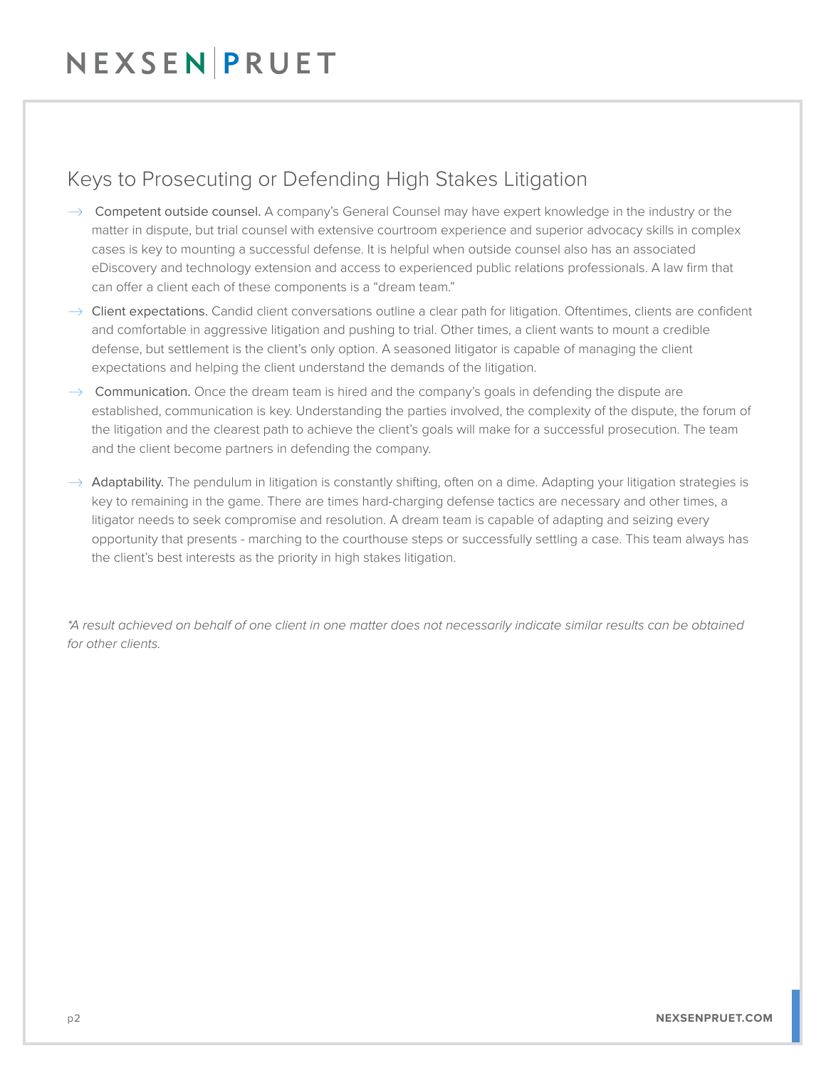## Keys to Prosecuting or Defending High Stakes Litigation

- Competent outside counsel. A company's General Counsel may have expert knowledge in the industry or the matter in dispute, but trial counsel with extensive courtroom experience and superior advocacy skills in complex cases is key to mounting a successful defense. It is helpful when outside counsel also has an associated eDiscovery and technology extension and access to experienced public relations professionals. A law firm that can offer a client each of these components is a "dream team."
- Client expectations. Candid client conversations outline a clear path for litigation. Oftentimes, clients are confident and comfortable in aggressive litigation and pushing to trial. Other times, a client wants to mount a credible defense, but settlement is the client's only option. A seasoned litigator is capable of managing the client expectations and helping the client understand the demands of the litigation.
- Communication. Once the dream team is hired and the company's goals in defending the dispute are established, communication is key. Understanding the parties involved, the complexity of the dispute, the forum of the litigation and the clearest path to achieve the client's goals will make for a successful prosecution. The team and the client become partners in defending the company.
- Adaptability. The pendulum in litigation is constantly shifting, often on a dime. Adapting your litigation strategies is key to remaining in the game. There are times hard-charging defense tactics are necessary and other times, a litigator needs to seek compromise and resolution. A dream team is capable of adapting and seizing every opportunity that presents - marching to the courthouse steps or successfully settling a case. This team always has the client's best interests as the priority in high stakes litigation.

*\*A result achieved on behalf of one client in one matter does not necessarily indicate similar results can be obtained for other clients.*